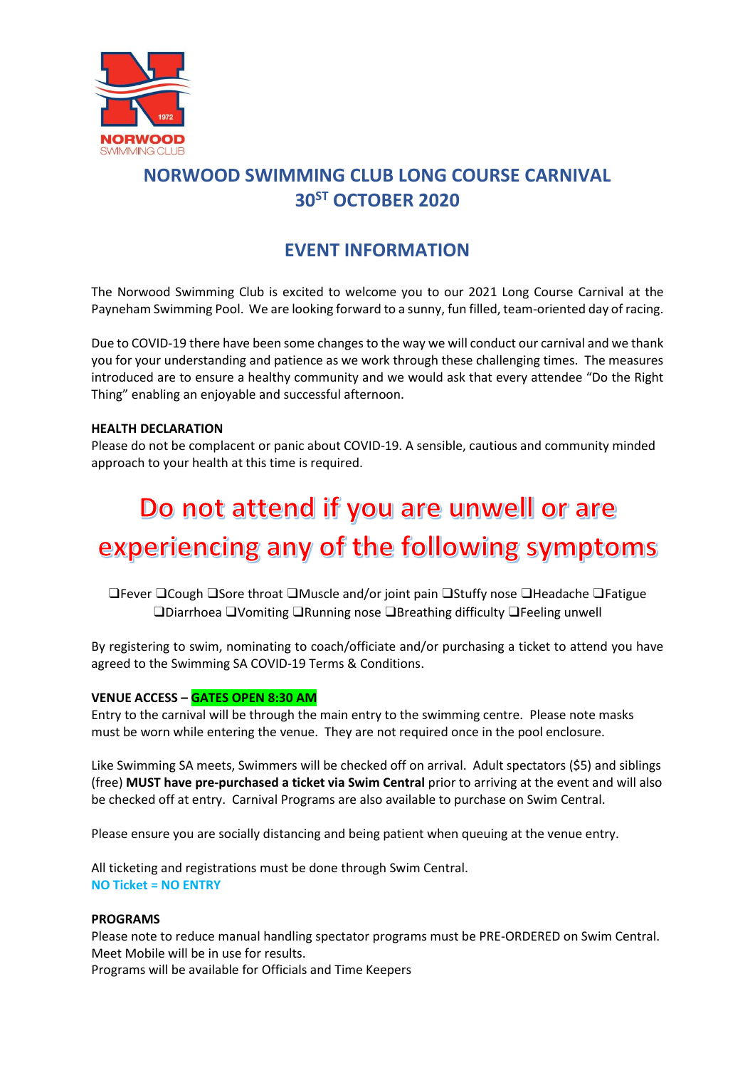NORWOOD SWIMMING CLUB

# NORWOOD SWIMMING CLUB LONG COURSE CARNIVAL 30ST OCTOBER 2020

## EVENT INFORMATION

The Norwood Swimming Club is excited to welcome you to our 2021 Long Course Carnival at the Payneham Swimming Pool. We are looking forward to a sunny, fun filled, team-oriented day of racing.

Due to COVID-19 there have been some changes to the way we will conduct our carnival and we thank you for your understanding and patience as we work through these challenging times. The measures introduced are to ensure a healthy community and we would ask that every attendee "Do the Right Thing" enabling an enjoyable and successful afternoon.

**HEALTH DECLARATION**

Please do not be complacent or panic about COVID-19. A sensible, cautious and community minded approach to your health at this time is required.

# Do not attend if you are unwell or are experiencing any of the following symptoms

❑Fever ❑Cough ❑Sore throat ❑Muscle and/or joint pain ❑Stuffy nose ❑Headache ❑Fatigue ❑Diarrhoea ❑Vomiting ❑Running nose ❑Breathing difficulty ❑Feeling unwell

By registering to swim, nominating to coach/officiate and/or purchasing a ticket to attend you have agreed to the Swimming SA COVID-19 Terms & Conditions.

**VENUE ACCESS – GATES OPEN 8:30 AM**

Entry to the carnival will be through the main entry to the swimming centre. Please note masks must be worn while entering the venue. They are not required once in the pool enclosure.

Like Swimming SA meets, Swimmers will be checked off on arrival. Adult spectators ($5) and siblings (free) **MUST have pre-purchased a ticket via Swim Central** prior to arriving at the event and will also be checked off at entry. Carnival Programs are also available to purchase on Swim Central.

Please ensure you are socially distancing and being patient when queuing at the venue entry.

All ticketing and registrations must be done through Swim Central.
NO Ticket = NO ENTRY

**PROGRAMS**

Please note to reduce manual handling spectator programs must be PRE-ORDERED on Swim Central.
Meet Mobile will be in use for results.
Programs will be available for Officials and Time Keepers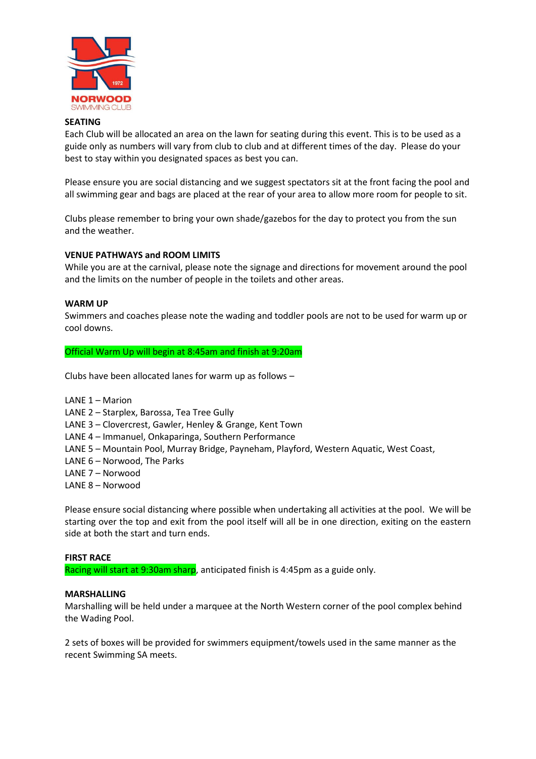**SEATING**

Each Club will be allocated an area on the lawn for seating during this event. This is to be used as a guide only as numbers will vary from club to club and at different times of the day. Please do your best to stay within you designated spaces as best you can.

Please ensure you are social distancing and we suggest spectators sit at the front facing the pool and all swimming gear and bags are placed at the rear of your area to allow more room for people to sit.

Clubs please remember to bring your own shade/gazebos for the day to protect you from the sun and the weather.

**VENUE PATHWAYS and ROOM LIMITS**

While you are at the carnival, please note the signage and directions for movement around the pool and the limits on the number of people in the toilets and other areas.

**WARM UP**

Swimmers and coaches please note the wading and toddler pools are not to be used for warm up or cool downs.

Official Warm Up will begin at 8:45am and finish at 9:20am

Clubs have been allocated lanes for warm up as follows –

LANE 1 – Marion
LANE 2 – Starplex, Barossa, Tea Tree Gully
LANE 3 – Clovercrest, Gawler, Henley & Grange, Kent Town
LANE 4 – Immanuel, Onkaparinga, Southern Performance
LANE 5 – Mountain Pool, Murray Bridge, Payneham, Playford, Western Aquatic, West Coast,
LANE 6 – Norwood, The Parks
LANE 7 – Norwood
LANE 8 – Norwood

Please ensure social distancing where possible when undertaking all activities at the pool. We will be starting over the top and exit from the pool itself will all be in one direction, exiting on the eastern side at both the start and turn ends.

**FIRST RACE**

Racing will start at 9:30am sharp, anticipated finish is 4:45pm as a guide only.

**MARSHALLING**

Marshalling will be held under a marquee at the North Western corner of the pool complex behind the Wading Pool.

2 sets of boxes will be provided for swimmers equipment/towels used in the same manner as the recent Swimming SA meets.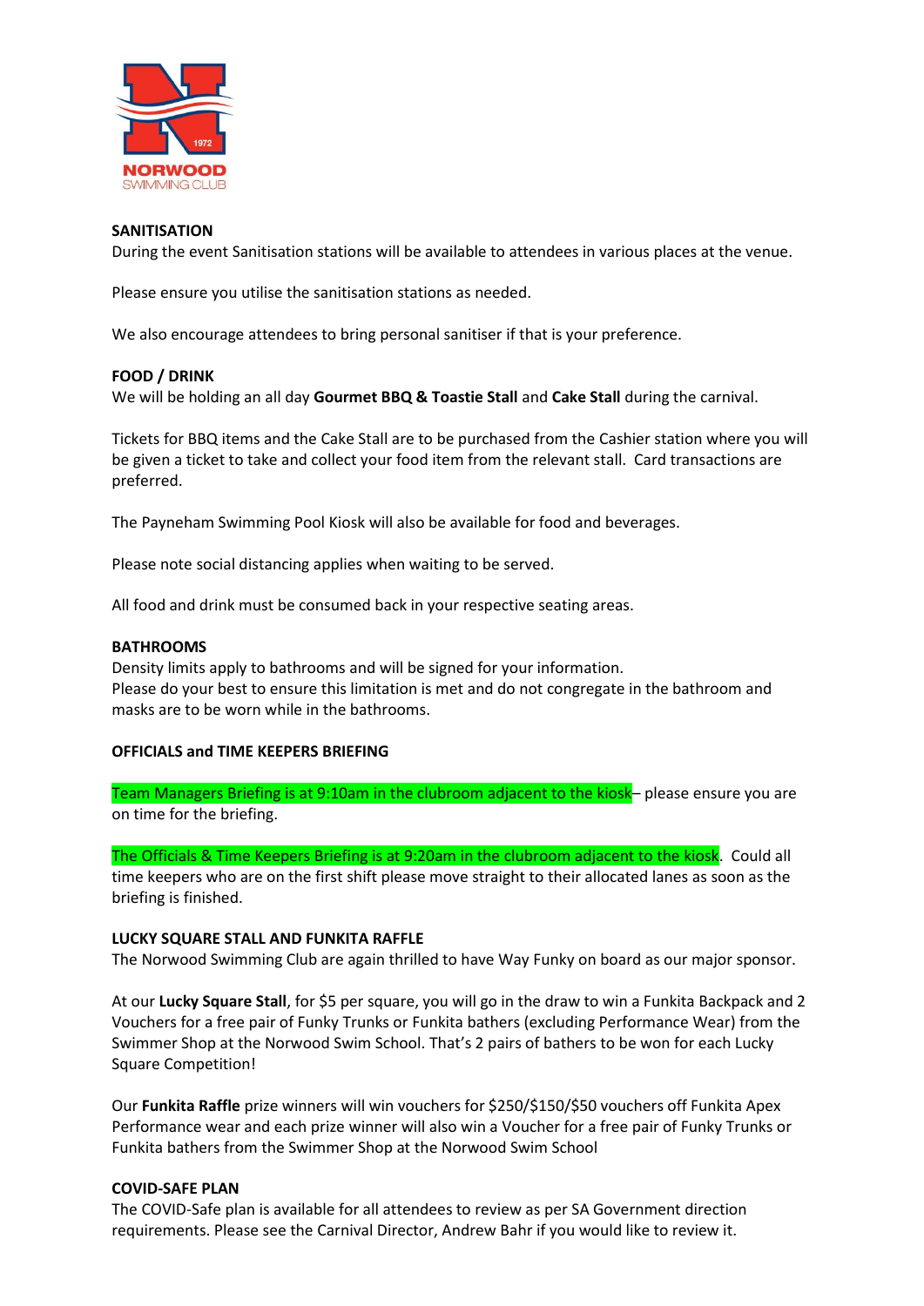**SANITISATION**

During the event Sanitisation stations will be available to attendees in various places at the venue.

Please ensure you utilise the sanitisation stations as needed.

We also encourage attendees to bring personal sanitiser if that is your preference.

**FOOD / DRINK**

We will be holding an all day **Gourmet BBQ & Toastie Stall** and **Cake Stall** during the carnival.

Tickets for BBQ items and the Cake Stall are to be purchased from the Cashier station where you will be given a ticket to take and collect your food item from the relevant stall. Card transactions are preferred.

The Payneham Swimming Pool Kiosk will also be available for food and beverages.

Please note social distancing applies when waiting to be served.

All food and drink must be consumed back in your respective seating areas.

**BATHROOMS**

Density limits apply to bathrooms and will be signed for your information.
Please do your best to ensure this limitation is met and do not congregate in the bathroom and masks are to be worn while in the bathrooms.

**OFFICIALS and TIME KEEPERS BRIEFING**

Team Managers Briefing is at 9:10am in the clubroom adjacent to the kiosk– please ensure you are on time for the briefing.

The Officials & Time Keepers Briefing is at 9:20am in the clubroom adjacent to the kiosk. Could all time keepers who are on the first shift please move straight to their allocated lanes as soon as the briefing is finished.

**LUCKY SQUARE STALL AND FUNKITA RAFFLE**

The Norwood Swimming Club are again thrilled to have Way Funky on board as our major sponsor.

At our **Lucky Square Stall**, for $5 per square, you will go in the draw to win a Funkita Backpack and 2 Vouchers for a free pair of Funky Trunks or Funkita bathers (excluding Performance Wear) from the Swimmer Shop at the Norwood Swim School. That's 2 pairs of bathers to be won for each Lucky Square Competition!

Our **Funkita Raffle** prize winners will win vouchers for $250/$150/$50 vouchers off Funkita Apex Performance wear and each prize winner will also win a Voucher for a free pair of Funky Trunks or Funkita bathers from the Swimmer Shop at the Norwood Swim School

**COVID-SAFE PLAN**

The COVID-Safe plan is available for all attendees to review as per SA Government direction requirements. Please see the Carnival Director, Andrew Bahr if you would like to review it.